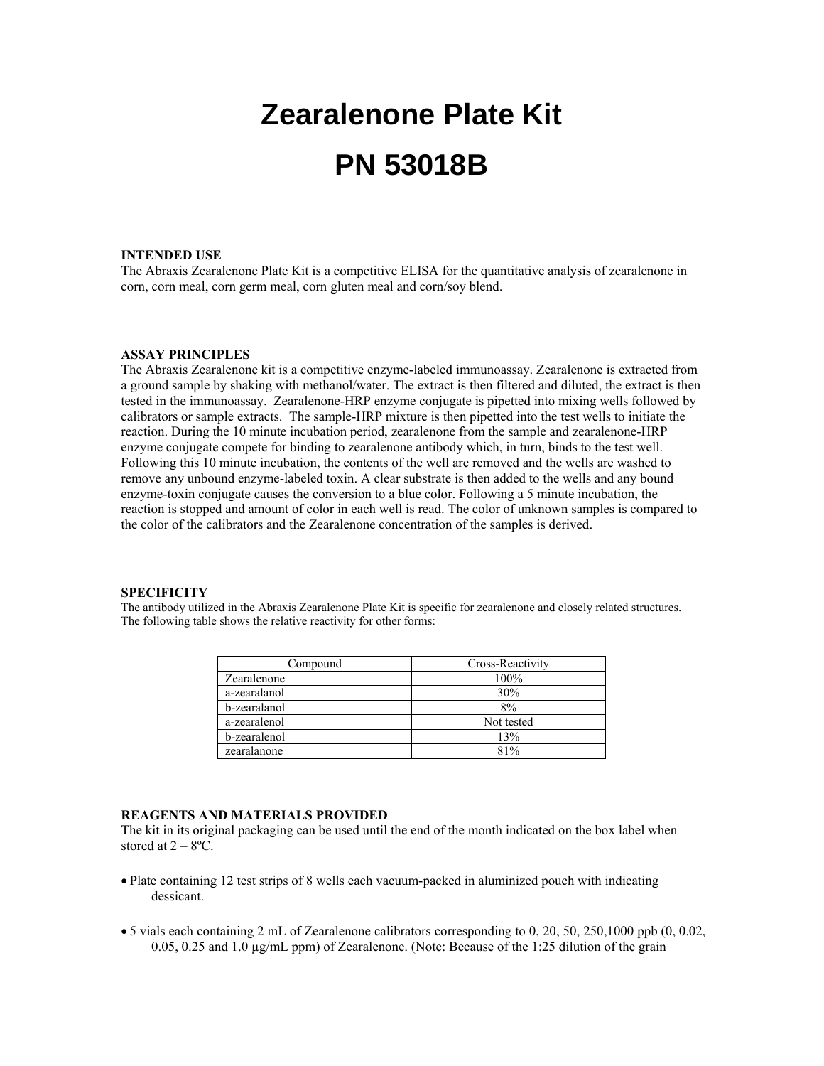# Zearalenone Plate Kit

# PN 53018B

### INTENDED USE

The Abraxis Zearalenone Plate Kit is a competitive ELISA for the quantitative analysis of zearalenone in corn, corn meal, corn germ meal, corn gluten meal and corn/soy blend.

### ASSAY PRINCIPLES

The Abraxis Zearalenone kit is a competitive enzyme-labeled immunoassay. Zearalenone is extracted from a ground sample by shaking with methanol/water. The extract is then filtered and diluted, the extract is then tested in the immunoassay. Zearalenone-HRP enzyme conjugate is pipetted into mixing wells followed by calibrators or sample extracts. The sample-HRP mixture is then pipetted into the test wells to initiate the reaction. During the 10 minute incubation period, zearalenone from the sample and zearalenone-HRP enzyme conjugate compete for binding to zearalenone antibody which, in turn, binds to the test well. Following this 10 minute incubation, the contents of the well are removed and the wells are washed to remove any unbound enzyme-labeled toxin. A clear substrate is then added to the wells and any bound enzyme-toxin conjugate causes the conversion to a blue color. Following a 5 minute incubation, the reaction is stopped and amount of color in each well is read. The color of unknown samples is compared to the color of the calibrators and the Zearalenone concentration of the samples is derived.

### SPECIFICITY

The antibody utilized in the Abraxis Zearalenone Plate Kit is specific for zearalenone and closely related structures. The following table shows the relative reactivity for other forms:

| Compound | Cross-Reactivity |
|---|---|
| Zearalenone | 100% |
| a-zearalanol | 30% |
| b-zearalanol | 8% |
| a-zearalenol | Not tested |
| b-zearalenol | 13% |
| zearalanone | 81% |

### REAGENTS AND MATERIALS PROVIDED

The kit in its original packaging can be used until the end of the month indicated on the box label when stored at 2 – 8ºC.

- Plate containing 12 test strips of 8 wells each vacuum-packed in aluminized pouch with indicating dessicant.
- 5 vials each containing 2 mL of Zearalenone calibrators corresponding to 0, 20, 50, 250,1000 ppb (0, 0.02, 0.05, 0.25 and 1.0 µg/mL ppm) of Zearalenone. (Note: Because of the 1:25 dilution of the grain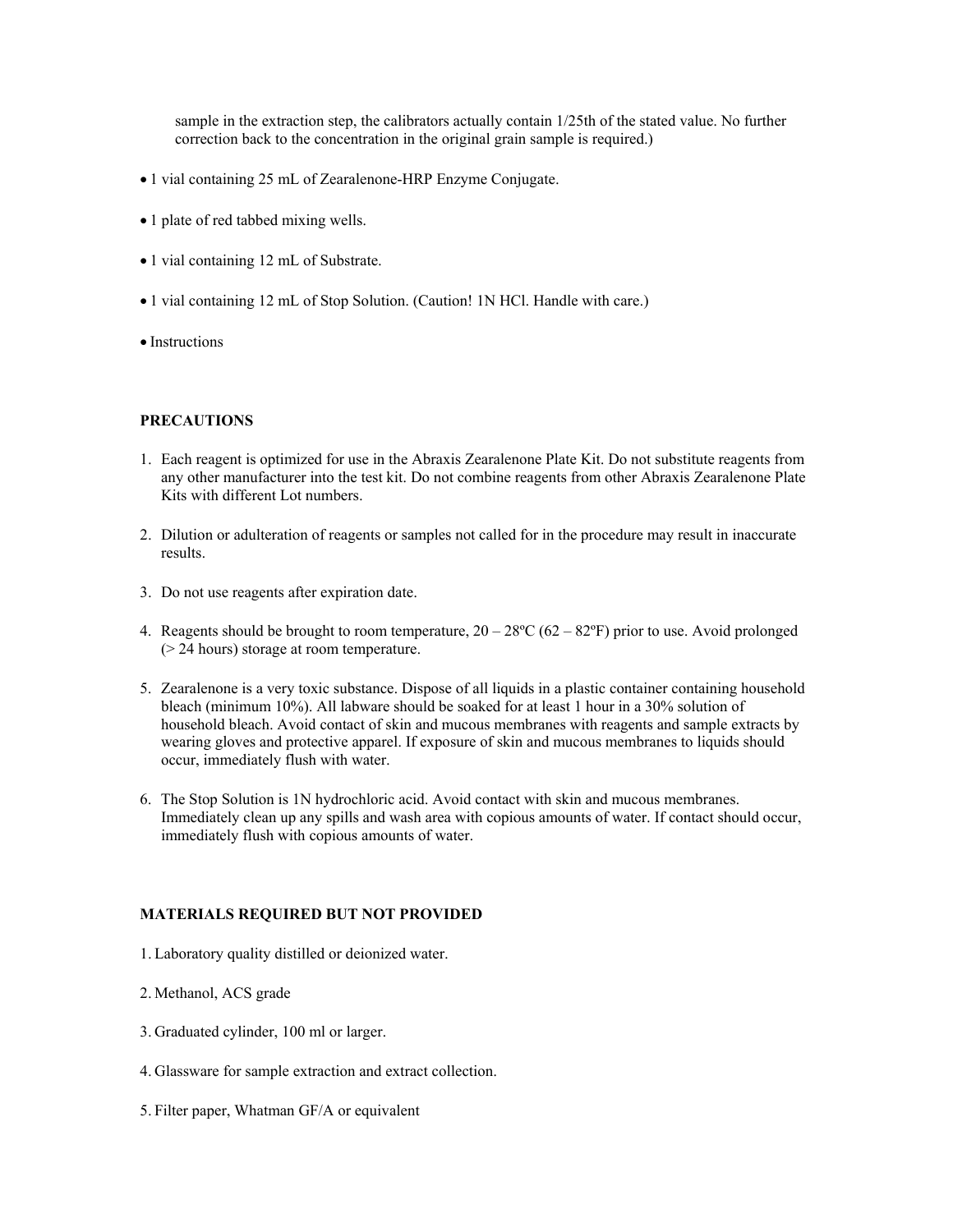sample in the extraction step, the calibrators actually contain 1/25th of the stated value. No further correction back to the concentration in the original grain sample is required.)

- 1 vial containing 25 mL of Zearalenone-HRP Enzyme Conjugate.
- 1 plate of red tabbed mixing wells.
- 1 vial containing 12 mL of Substrate.
- 1 vial containing 12 mL of Stop Solution. (Caution! 1N HCl. Handle with care.)
- Instructions

**PRECAUTIONS**

1. Each reagent is optimized for use in the Abraxis Zearalenone Plate Kit. Do not substitute reagents from any other manufacturer into the test kit. Do not combine reagents from other Abraxis Zearalenone Plate Kits with different Lot numbers.
2. Dilution or adulteration of reagents or samples not called for in the procedure may result in inaccurate results.
3. Do not use reagents after expiration date.
4. Reagents should be brought to room temperature, 20 – 28ºC (62 – 82ºF) prior to use. Avoid prolonged (> 24 hours) storage at room temperature.
5. Zearalenone is a very toxic substance. Dispose of all liquids in a plastic container containing household bleach (minimum 10%). All labware should be soaked for at least 1 hour in a 30% solution of household bleach. Avoid contact of skin and mucous membranes with reagents and sample extracts by wearing gloves and protective apparel. If exposure of skin and mucous membranes to liquids should occur, immediately flush with water.
6. The Stop Solution is 1N hydrochloric acid. Avoid contact with skin and mucous membranes. Immediately clean up any spills and wash area with copious amounts of water. If contact should occur, immediately flush with copious amounts of water.

**MATERIALS REQUIRED BUT NOT PROVIDED**

1. Laboratory quality distilled or deionized water.
2. Methanol, ACS grade
3. Graduated cylinder, 100 ml or larger.
4. Glassware for sample extraction and extract collection.
5. Filter paper, Whatman GF/A or equivalent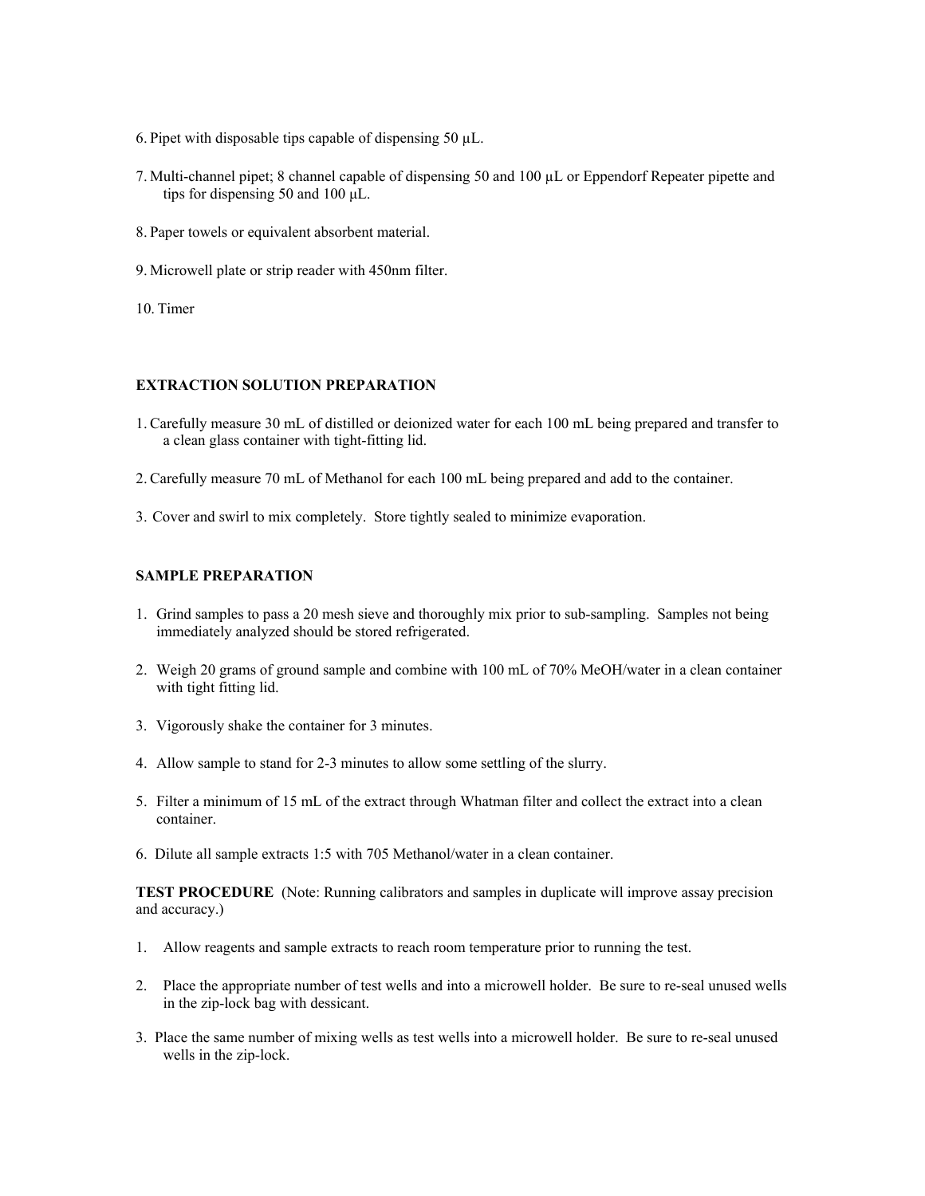6. Pipet with disposable tips capable of dispensing 50 µL.

7. Multi-channel pipet; 8 channel capable of dispensing 50 and 100 µL or Eppendorf Repeater pipette and tips for dispensing 50 and 100 µL.

8. Paper towels or equivalent absorbent material.

9. Microwell plate or strip reader with 450nm filter.

10. Timer

**EXTRACTION SOLUTION PREPARATION**

1. Carefully measure 30 mL of distilled or deionized water for each 100 mL being prepared and transfer to a clean glass container with tight-fitting lid.

2. Carefully measure 70 mL of Methanol for each 100 mL being prepared and add to the container.

3. Cover and swirl to mix completely. Store tightly sealed to minimize evaporation.

**SAMPLE PREPARATION**

1. Grind samples to pass a 20 mesh sieve and thoroughly mix prior to sub-sampling. Samples not being immediately analyzed should be stored refrigerated.

2. Weigh 20 grams of ground sample and combine with 100 mL of 70% MeOH/water in a clean container with tight fitting lid.

3. Vigorously shake the container for 3 minutes.

4. Allow sample to stand for 2-3 minutes to allow some settling of the slurry.

5. Filter a minimum of 15 mL of the extract through Whatman filter and collect the extract into a clean container.

6. Dilute all sample extracts 1:5 with 705 Methanol/water in a clean container.

**TEST PROCEDURE** (Note: Running calibrators and samples in duplicate will improve assay precision and accuracy.)

1. Allow reagents and sample extracts to reach room temperature prior to running the test.

2. Place the appropriate number of test wells and into a microwell holder. Be sure to re-seal unused wells in the zip-lock bag with dessicant.

3. Place the same number of mixing wells as test wells into a microwell holder. Be sure to re-seal unused wells in the zip-lock.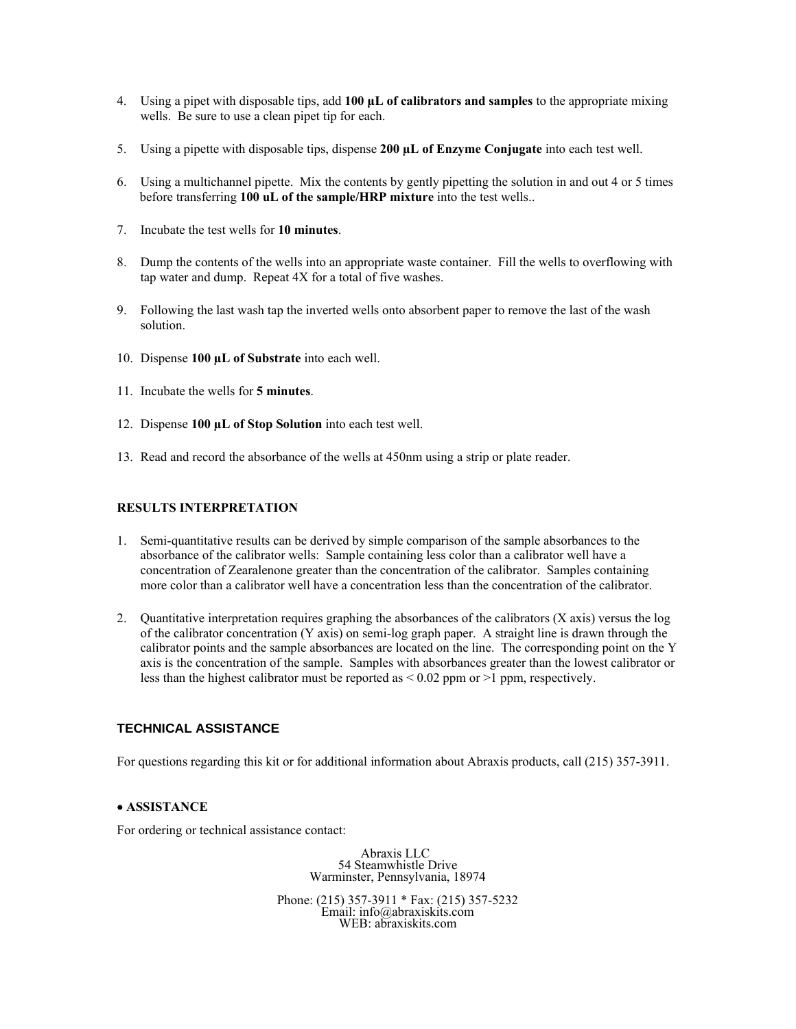4. Using a pipet with disposable tips, add **100 µL of calibrators and samples** to the appropriate mixing wells. Be sure to use a clean pipet tip for each.

5. Using a pipette with disposable tips, dispense **200 µL of Enzyme Conjugate** into each test well.

6. Using a multichannel pipette. Mix the contents by gently pipetting the solution in and out 4 or 5 times before transferring **100 uL of the sample/HRP mixture** into the test wells..

7. Incubate the test wells for **10 minutes**.

8. Dump the contents of the wells into an appropriate waste container. Fill the wells to overflowing with tap water and dump. Repeat 4X for a total of five washes.

9. Following the last wash tap the inverted wells onto absorbent paper to remove the last of the wash solution.

10. Dispense **100 µL of Substrate** into each well.

11. Incubate the wells for **5 minutes**.

12. Dispense **100 µL of Stop Solution** into each test well.

13. Read and record the absorbance of the wells at 450nm using a strip or plate reader.

## RESULTS INTERPRETATION

1. Semi-quantitative results can be derived by simple comparison of the sample absorbances to the absorbance of the calibrator wells: Sample containing less color than a calibrator well have a concentration of Zearalenone greater than the concentration of the calibrator. Samples containing more color than a calibrator well have a concentration less than the concentration of the calibrator.

2. Quantitative interpretation requires graphing the absorbances of the calibrators (X axis) versus the log of the calibrator concentration (Y axis) on semi-log graph paper. A straight line is drawn through the calibrator points and the sample absorbances are located on the line. The corresponding point on the Y axis is the concentration of the sample. Samples with absorbances greater than the lowest calibrator or less than the highest calibrator must be reported as < 0.02 ppm or >1 ppm, respectively.

## TECHNICAL ASSISTANCE

For questions regarding this kit or for additional information about Abraxis products, call (215) 357-3911.

- **ASSISTANCE**

For ordering or technical assistance contact:

Abraxis LLC
54 Steamwhistle Drive
Warminster, Pennsylvania, 18974

Phone: (215) 357-3911 * Fax: (215) 357-5232
Email: info@abraxiskits.com
WEB: abraxiskits.com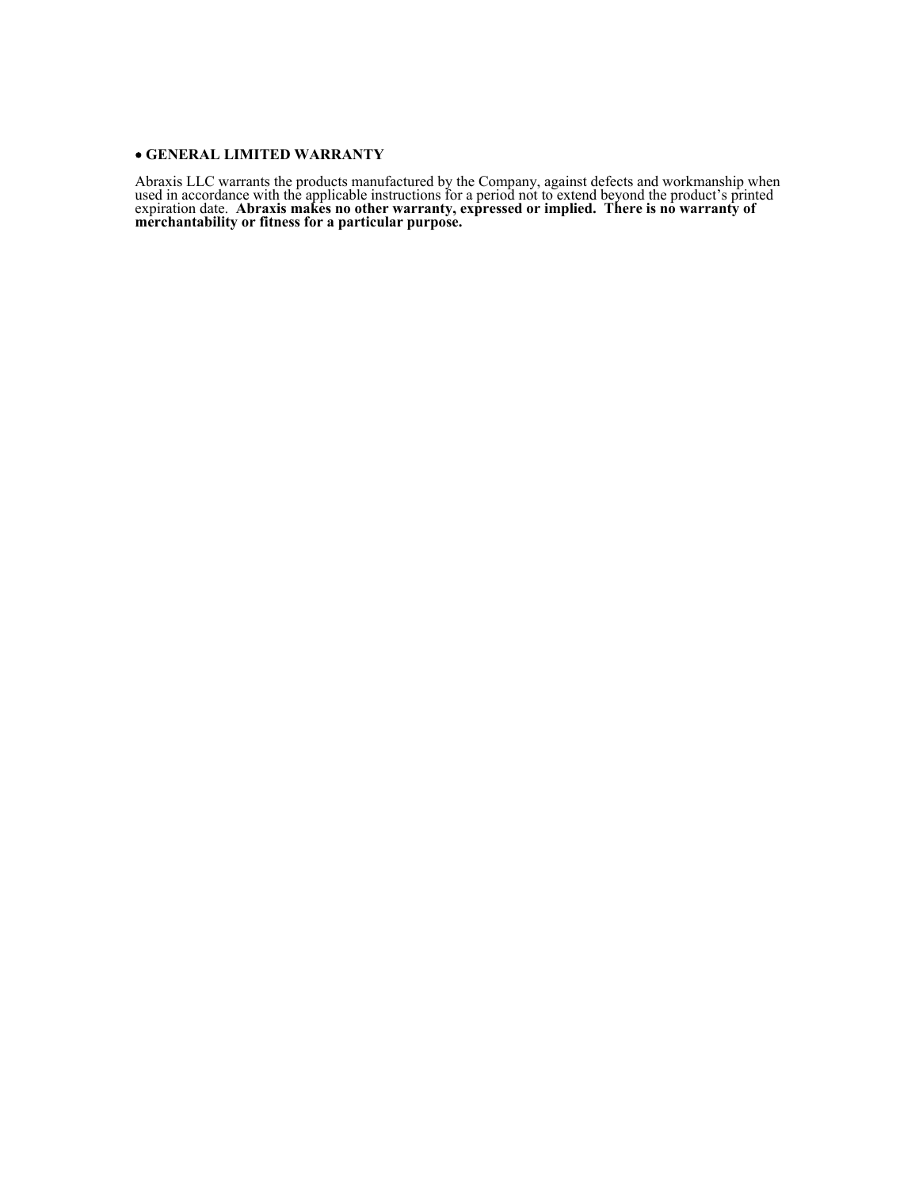- **GENERAL LIMITED WARRANTY**

Abraxis LLC warrants the products manufactured by the Company, against defects and workmanship when used in accordance with the applicable instructions for a period not to extend beyond the product's printed expiration date. **Abraxis makes no other warranty, expressed or implied. There is no warranty of merchantability or fitness for a particular purpose.**